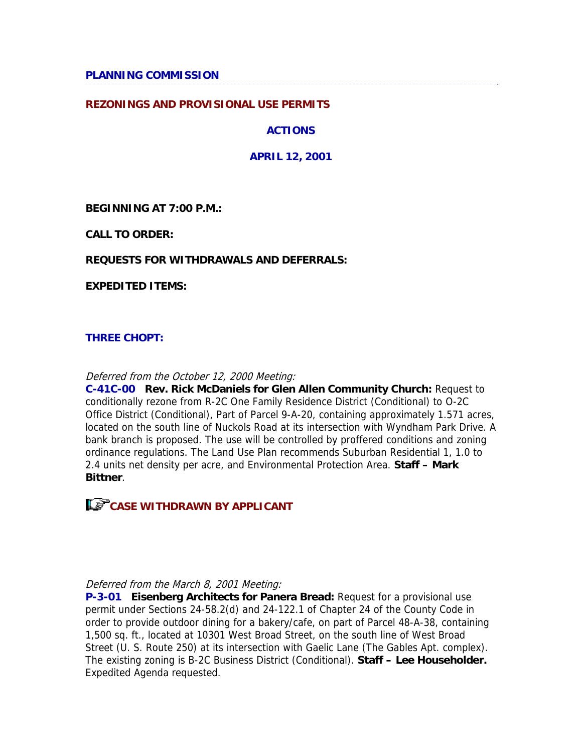**PLANNING COMMISSION**

**REZONINGS AND PROVISIONAL USE PERMITS**

**ACTIONS**

**APRIL 12, 2001**

**BEGINNING AT 7:00 P.M.:**

**CALL TO ORDER:**

**REQUESTS FOR WITHDRAWALS AND DEFERRALS:**

**EXPEDITED ITEMS:**

**THREE CHOPT:**

*Deferred from the October 12, 2000 Meeting:*

**C-41C-00 Rev. Rick McDaniels for Glen Allen Community Church:** Request to conditionally rezone from R-2C One Family Residence District (Conditional) to O-2C Office District (Conditional), Part of Parcel 9-A-20, containing approximately 1.571 acres, located on the south line of Nuckols Road at its intersection with Wyndham Park Drive. A bank branch is proposed. The use will be controlled by proffered conditions and zoning ordinance regulations. The Land Use Plan recommends Suburban Residential 1, 1.0 to 2.4 units net density per acre, and Environmental Protection Area. **Staff – Mark Bittner**.

**CASE WITHDRAWN BY APPLICANT**

*Deferred from the March 8, 2001 Meeting:*

**P-3-01 Eisenberg Architects for Panera Bread:** Request for a provisional use permit under Sections 24-58.2(d) and 24-122.1 of Chapter 24 of the County Code in order to provide outdoor dining for a bakery/cafe, on part of Parcel 48-A-38, containing 1,500 sq. ft., located at 10301 West Broad Street, on the south line of West Broad Street (U. S. Route 250) at its intersection with Gaelic Lane (The Gables Apt. complex). The existing zoning is B-2C Business District (Conditional). **Staff – Lee Householder.** Expedited Agenda requested.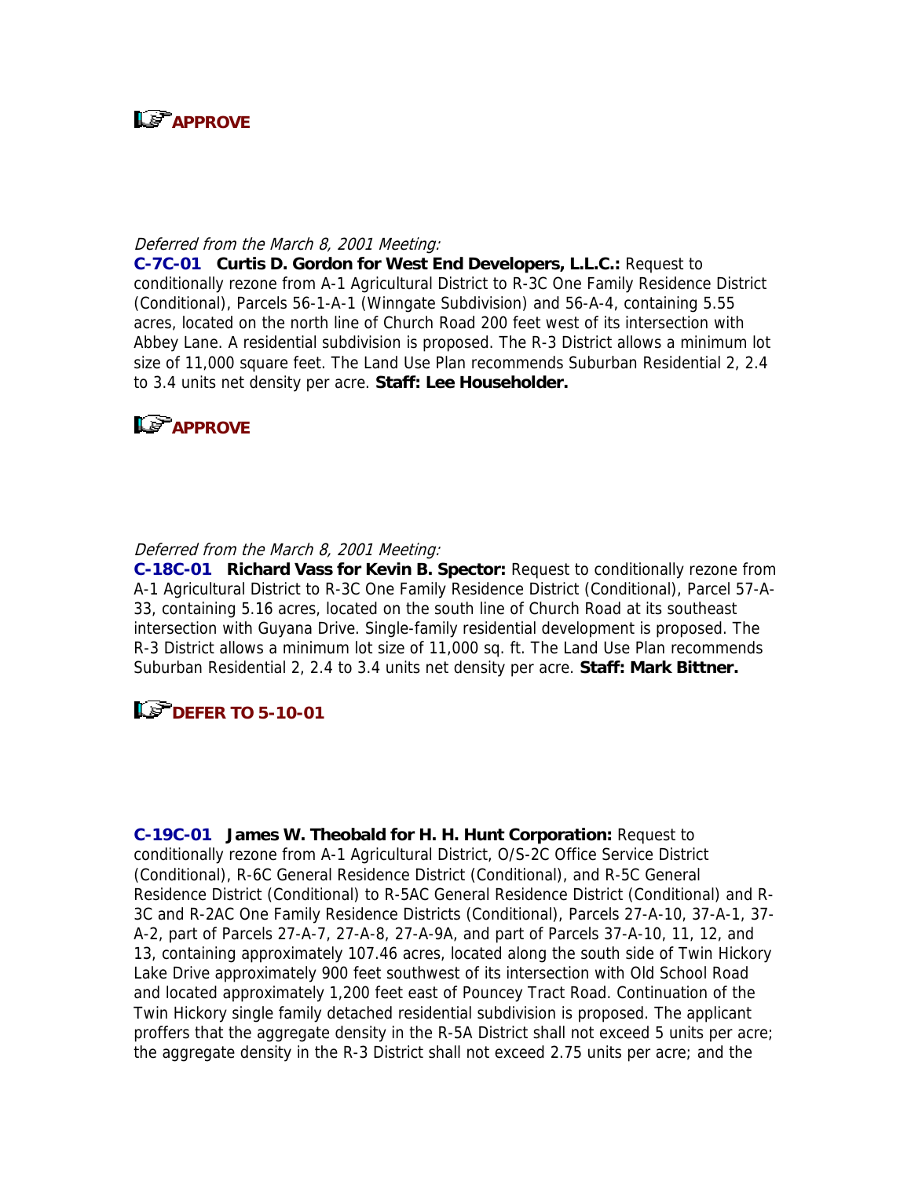**APPROVE**

*Deferred from the March 8, 2001 Meeting:*

**C-7C-01 Curtis D. Gordon for West End Developers, L.L.C.:** Request to conditionally rezone from A-1 Agricultural District to R-3C One Family Residence District (Conditional), Parcels 56-1-A-1 (Winngate Subdivision) and 56-A-4, containing 5.55 acres, located on the north line of Church Road 200 feet west of its intersection with Abbey Lane. A residential subdivision is proposed. The R-3 District allows a minimum lot size of 11,000 square feet. The Land Use Plan recommends Suburban Residential 2, 2.4 to 3.4 units net density per acre. **Staff: Lee Householder.**

**APPROVE**

*Deferred from the March 8, 2001 Meeting:*

**C-18C-01 Richard Vass for Kevin B. Spector:** Request to conditionally rezone from A-1 Agricultural District to R-3C One Family Residence District (Conditional), Parcel 57-A-33, containing 5.16 acres, located on the south line of Church Road at its southeast intersection with Guyana Drive. Single-family residential development is proposed. The R-3 District allows a minimum lot size of 11,000 sq. ft. The Land Use Plan recommends Suburban Residential 2, 2.4 to 3.4 units net density per acre. **Staff: Mark Bittner.**

**DEFER TO 5-10-01**

**C-19C-01 James W. Theobald for H. H. Hunt Corporation:** Request to conditionally rezone from A-1 Agricultural District, O/S-2C Office Service District (Conditional), R-6C General Residence District (Conditional), and R-5C General Residence District (Conditional) to R-5AC General Residence District (Conditional) and R-3C and R-2AC One Family Residence Districts (Conditional), Parcels 27-A-10, 37-A-1, 37-A-2, part of Parcels 27-A-7, 27-A-8, 27-A-9A, and part of Parcels 37-A-10, 11, 12, and 13, containing approximately 107.46 acres, located along the south side of Twin Hickory Lake Drive approximately 900 feet southwest of its intersection with Old School Road and located approximately 1,200 feet east of Pouncey Tract Road. Continuation of the Twin Hickory single family detached residential subdivision is proposed. The applicant proffers that the aggregate density in the R-5A District shall not exceed 5 units per acre; the aggregate density in the R-3 District shall not exceed 2.75 units per acre; and the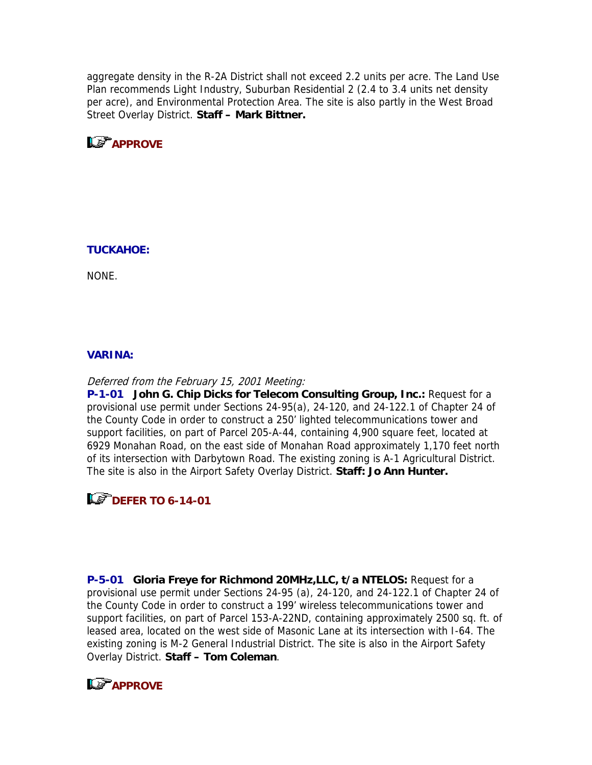aggregate density in the R-2A District shall not exceed 2.2 units per acre. The Land Use Plan recommends Light Industry, Suburban Residential 2 (2.4 to 3.4 units net density per acre), and Environmental Protection Area. The site is also partly in the West Broad Street Overlay District. **Staff – Mark Bittner.**

**APPROVE**

**TUCKAHOE:**

NONE.

**VARINA:**

*Deferred from the February 15, 2001 Meeting:*
**P-1-01 John G. Chip Dicks for Telecom Consulting Group, Inc.:** Request for a provisional use permit under Sections 24-95(a), 24-120, and 24-122.1 of Chapter 24 of the County Code in order to construct a 250' lighted telecommunications tower and support facilities, on part of Parcel 205-A-44, containing 4,900 square feet, located at 6929 Monahan Road, on the east side of Monahan Road approximately 1,170 feet north of its intersection with Darbytown Road. The existing zoning is A-1 Agricultural District. The site is also in the Airport Safety Overlay District. **Staff: Jo Ann Hunter.**

**DEFER TO 6-14-01**

**P-5-01 Gloria Freye for Richmond 20MHz,LLC, t/a NTELOS:** Request for a provisional use permit under Sections 24-95 (a), 24-120, and 24-122.1 of Chapter 24 of the County Code in order to construct a 199' wireless telecommunications tower and support facilities, on part of Parcel 153-A-22ND, containing approximately 2500 sq. ft. of leased area, located on the west side of Masonic Lane at its intersection with I-64. The existing zoning is M-2 General Industrial District. The site is also in the Airport Safety Overlay District. **Staff – Tom Coleman**.

**APPROVE**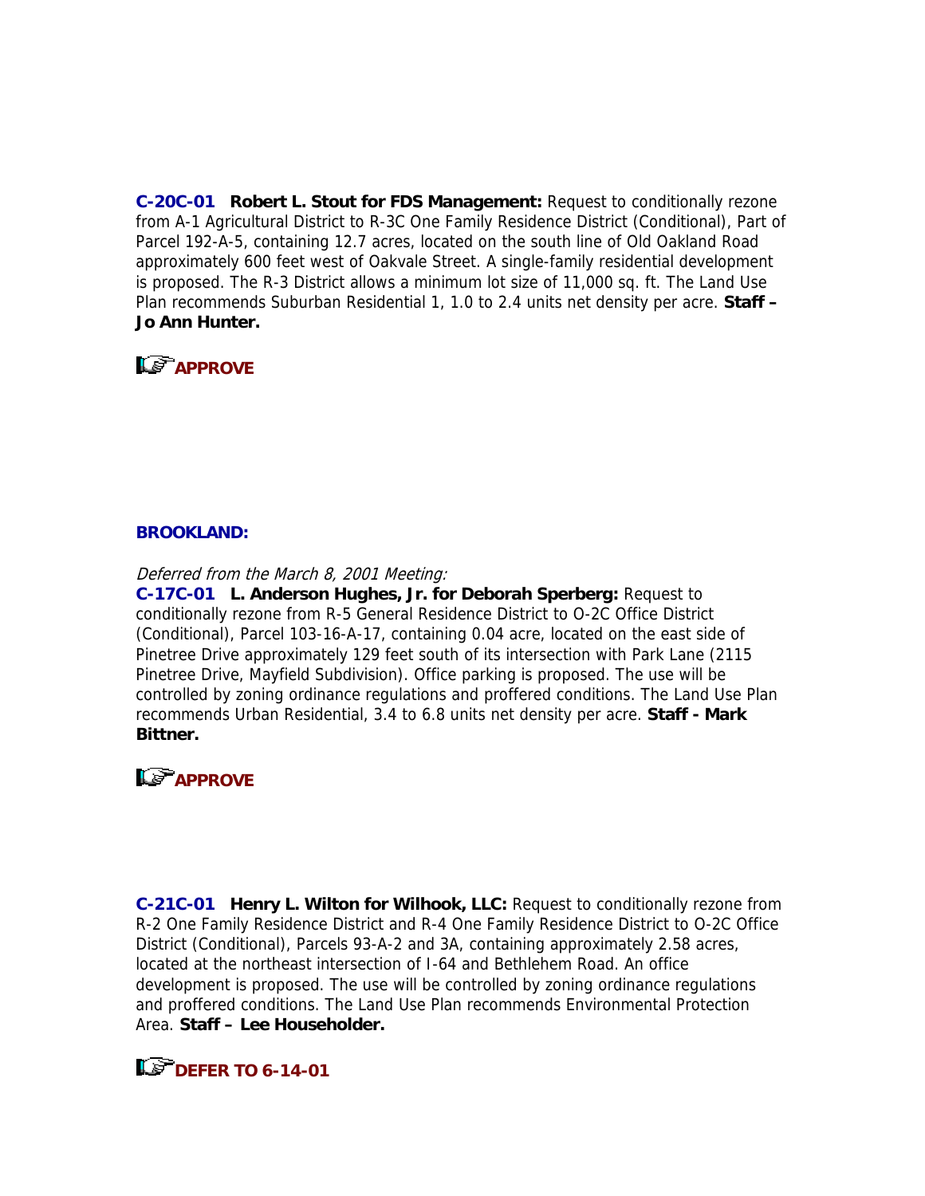**C-20C-01 Robert L. Stout for FDS Management:** Request to conditionally rezone from A-1 Agricultural District to R-3C One Family Residence District (Conditional), Part of Parcel 192-A-5, containing 12.7 acres, located on the south line of Old Oakland Road approximately 600 feet west of Oakvale Street. A single-family residential development is proposed. The R-3 District allows a minimum lot size of 11,000 sq. ft. The Land Use Plan recommends Suburban Residential 1, 1.0 to 2.4 units net density per acre. **Staff – Jo Ann Hunter.**

**APPROVE**

## BROOKLAND:

*Deferred from the March 8, 2001 Meeting:*

**C-17C-01 L. Anderson Hughes, Jr. for Deborah Sperberg:** Request to conditionally rezone from R-5 General Residence District to O-2C Office District (Conditional), Parcel 103-16-A-17, containing 0.04 acre, located on the east side of Pinetree Drive approximately 129 feet south of its intersection with Park Lane (2115 Pinetree Drive, Mayfield Subdivision). Office parking is proposed. The use will be controlled by zoning ordinance regulations and proffered conditions. The Land Use Plan recommends Urban Residential, 3.4 to 6.8 units net density per acre. **Staff - Mark Bittner.**

**APPROVE**

**C-21C-01 Henry L. Wilton for Wilhook, LLC:** Request to conditionally rezone from R-2 One Family Residence District and R-4 One Family Residence District to O-2C Office District (Conditional), Parcels 93-A-2 and 3A, containing approximately 2.58 acres, located at the northeast intersection of I-64 and Bethlehem Road. An office development is proposed. The use will be controlled by zoning ordinance regulations and proffered conditions. The Land Use Plan recommends Environmental Protection Area. **Staff – Lee Householder.**

**DEFER TO 6-14-01**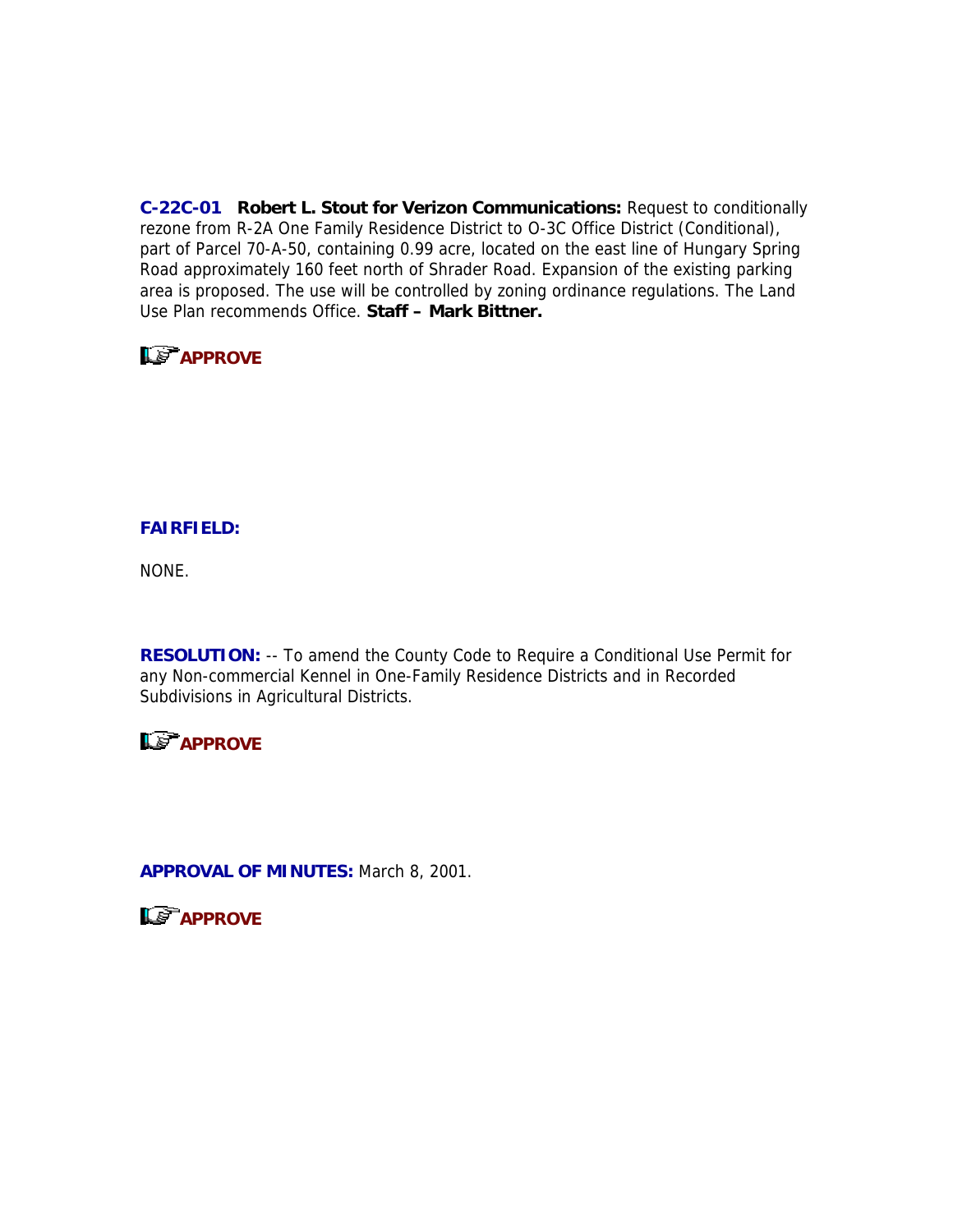**C-22C-01** **Robert L. Stout for Verizon Communications:** Request to conditionally rezone from R-2A One Family Residence District to O-3C Office District (Conditional), part of Parcel 70-A-50, containing 0.99 acre, located on the east line of Hungary Spring Road approximately 160 feet north of Shrader Road. Expansion of the existing parking area is proposed. The use will be controlled by zoning ordinance regulations. The Land Use Plan recommends Office. **Staff – Mark Bittner.**

**APPROVE**

**FAIRFIELD:**

NONE.

**RESOLUTION:** -- To amend the County Code to Require a Conditional Use Permit for any Non-commercial Kennel in One-Family Residence Districts and in Recorded Subdivisions in Agricultural Districts.

**APPROVE**

**APPROVAL OF MINUTES:** March 8, 2001.

**APPROVE**